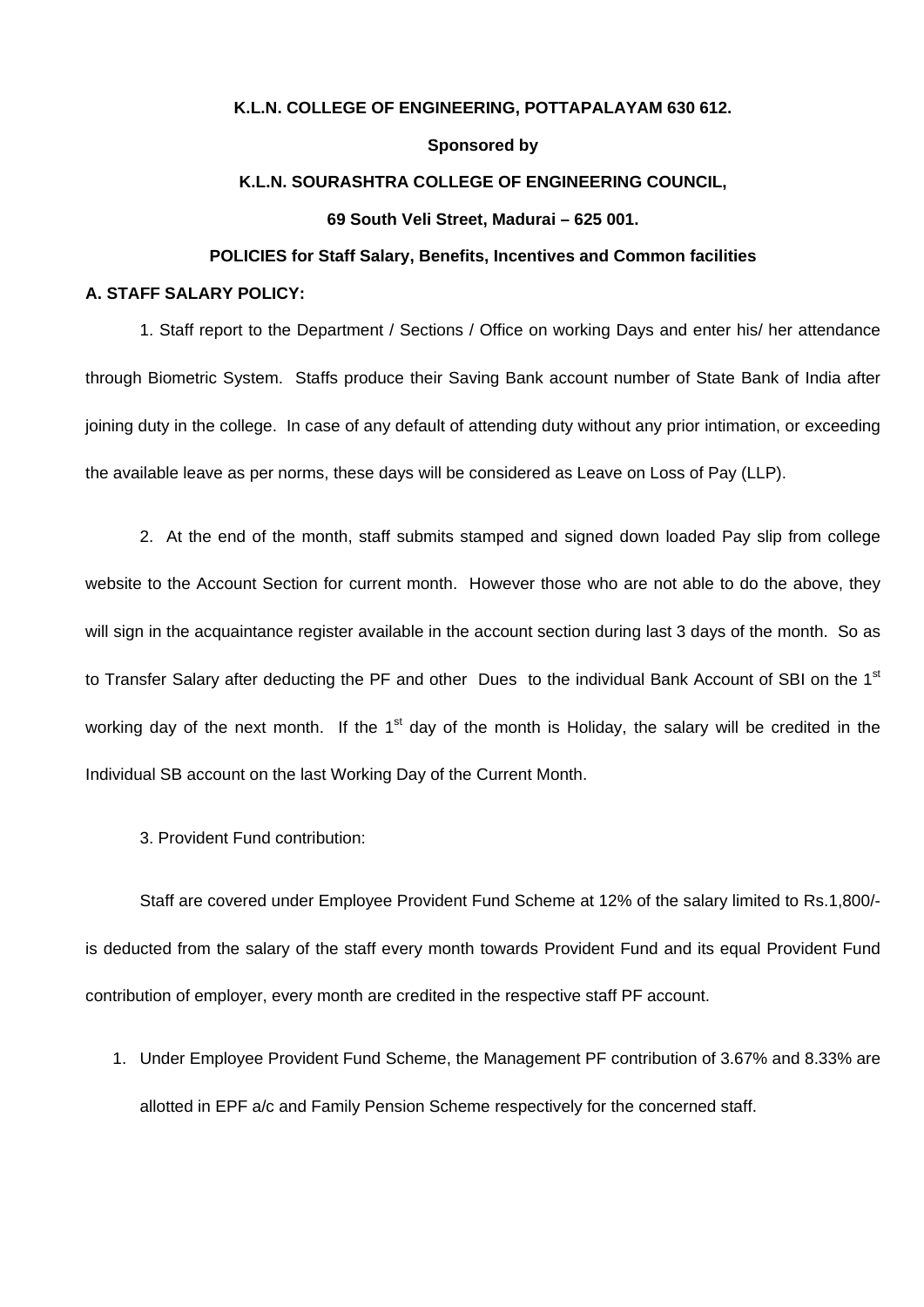**K.L.N. COLLEGE OF ENGINEERING, POTTAPALAYAM 630 612.**

**Sponsored by**

**K.L.N. SOURASHTRA COLLEGE OF ENGINEERING COUNCIL,**

**69 South Veli Street, Madurai – 625 001.**

**POLICIES for Staff Salary, Benefits, Incentives and Common facilities**

## A. STAFF SALARY POLICY:

1. Staff report to the Department / Sections / Office on working Days and enter his/ her attendance through Biometric System. Staffs produce their Saving Bank account number of State Bank of India after joining duty in the college. In case of any default of attending duty without any prior intimation, or exceeding the available leave as per norms, these days will be considered as Leave on Loss of Pay (LLP).

2. At the end of the month, staff submits stamped and signed down loaded Pay slip from college website to the Account Section for current month. However those who are not able to do the above, they will sign in the acquaintance register available in the account section during last 3 days of the month. So as to Transfer Salary after deducting the PF and other Dues to the individual Bank Account of SBI on the 1st working day of the next month. If the 1st day of the month is Holiday, the salary will be credited in the Individual SB account on the last Working Day of the Current Month.

3. Provident Fund contribution:

Staff are covered under Employee Provident Fund Scheme at 12% of the salary limited to Rs.1,800/- is deducted from the salary of the staff every month towards Provident Fund and its equal Provident Fund contribution of employer, every month are credited in the respective staff PF account.

1. Under Employee Provident Fund Scheme, the Management PF contribution of 3.67% and 8.33% are allotted in EPF a/c and Family Pension Scheme respectively for the concerned staff.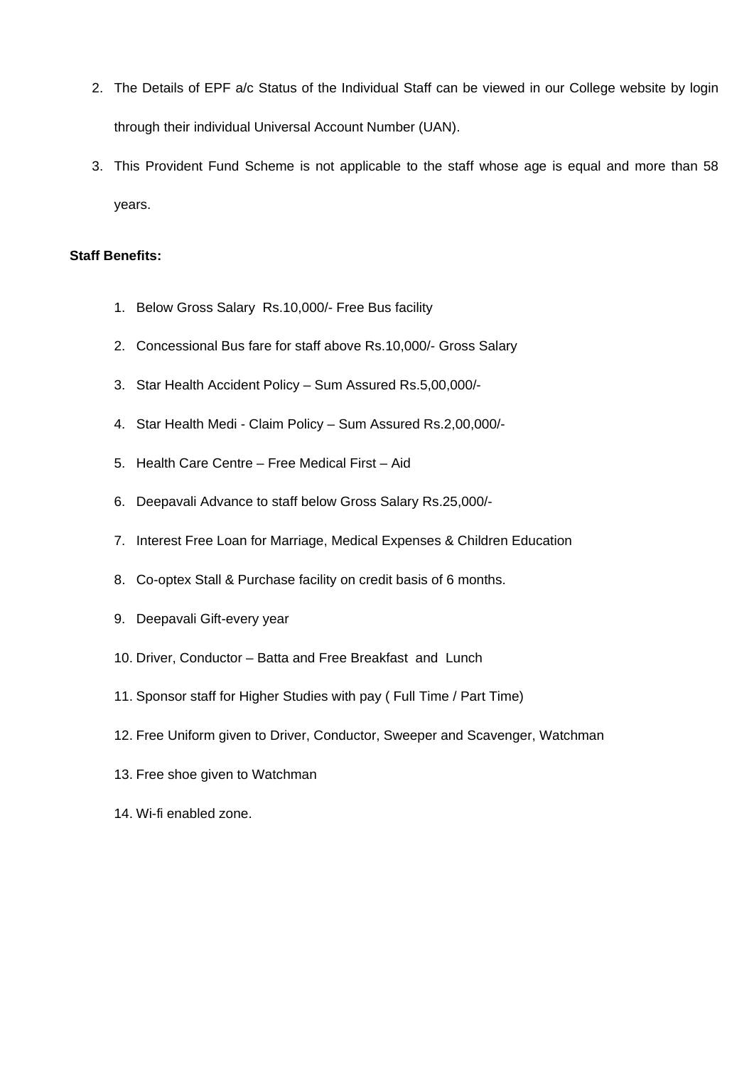2. The Details of EPF a/c Status of the Individual Staff can be viewed in our College website by login through their individual Universal Account Number (UAN).
3. This Provident Fund Scheme is not applicable to the staff whose age is equal and more than 58 years.

**Staff Benefits:**

1. Below Gross Salary Rs.10,000/- Free Bus facility
2. Concessional Bus fare for staff above Rs.10,000/- Gross Salary
3. Star Health Accident Policy – Sum Assured Rs.5,00,000/-
4. Star Health Medi - Claim Policy – Sum Assured Rs.2,00,000/-
5. Health Care Centre – Free Medical First – Aid
6. Deepavali Advance to staff below Gross Salary Rs.25,000/-
7. Interest Free Loan for Marriage, Medical Expenses & Children Education
8. Co-optex Stall & Purchase facility on credit basis of 6 months.
9. Deepavali Gift-every year
10. Driver, Conductor – Batta and Free Breakfast and Lunch
11. Sponsor staff for Higher Studies with pay ( Full Time / Part Time)
12. Free Uniform given to Driver, Conductor, Sweeper and Scavenger, Watchman
13. Free shoe given to Watchman
14. Wi-fi enabled zone.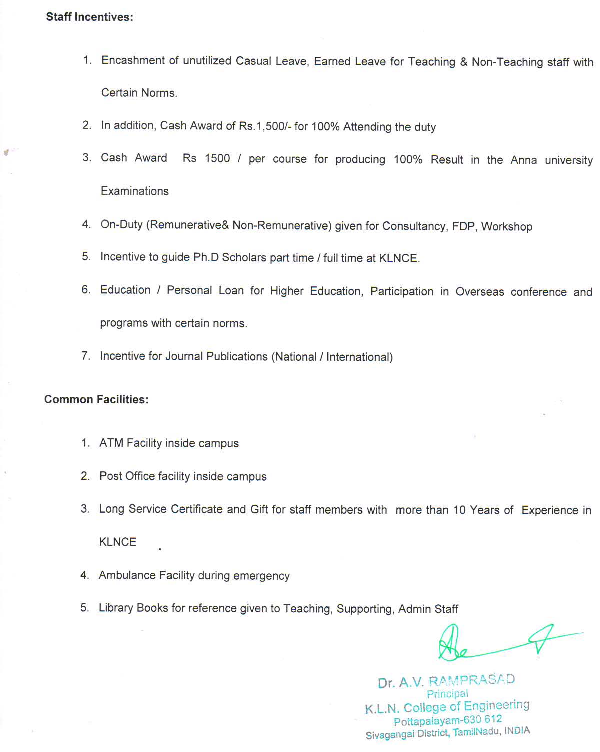**Staff Incentives:**

1. Encashment of unutilized Casual Leave, Earned Leave for Teaching & Non-Teaching staff with Certain Norms.
2. In addition, Cash Award of Rs.1,500/- for 100% Attending the duty
3. Cash Award Rs 1500 / per course for producing 100% Result in the Anna university Examinations
4. On-Duty (Remunerative& Non-Remunerative) given for Consultancy, FDP, Workshop
5. Incentive to guide Ph.D Scholars part time / full time at KLNCE.
6. Education / Personal Loan for Higher Education, Participation in Overseas conference and programs with certain norms.
7. Incentive for Journal Publications (National / International)

**Common Facilities:**

1. ATM Facility inside campus
2. Post Office facility inside campus
3. Long Service Certificate and Gift for staff members with more than 10 Years of Experience in KLNCE
4. Ambulance Facility during emergency
5. Library Books for reference given to Teaching, Supporting, Admin Staff

Dr. A.V. RAMPRASAD
Principal
K.L.N. College of Engineering
Pottapalayam-630 612
Sivagangai District, TamilNadu, INDIA